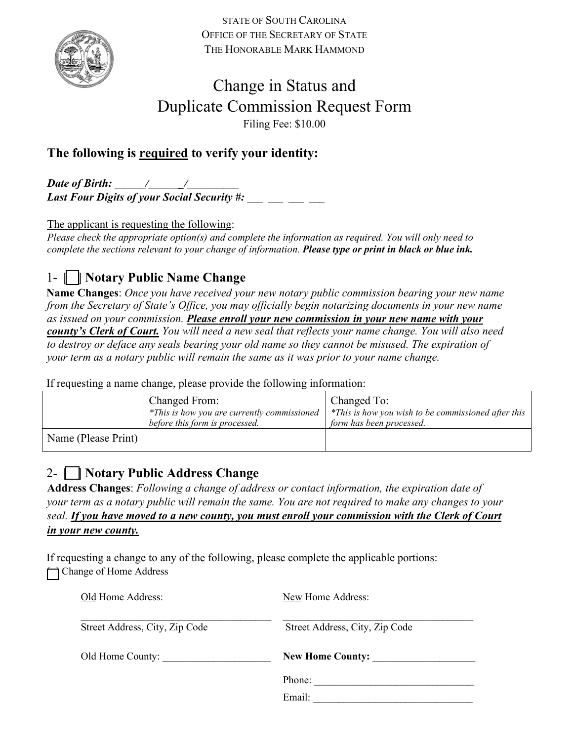STATE OF SOUTH CAROLINA
OFFICE OF THE SECRETARY OF STATE
THE HONORABLE MARK HAMMOND

# Change in Status and Duplicate Commission Request Form

Filing Fee: $10.00

## The following is <u>required</u> to verify your identity:

***Date of Birth:*** ______/______/_________
***Last Four Digits of your Social Security #:*** ___ ___ ___ ___

<u>The applicant is requesting the following</u>:
*Please check the appropriate option(s) and complete the information as required. You will only need to complete the sections relevant to your change of information.* ***Please type or print in black or blue ink.***

## 1- [ ] Notary Public Name Change

**Name Changes**: *Once you have received your new notary public commission bearing your new name from the Secretary of State's Office, you may officially begin notarizing documents in your new name as issued on your commission.* ***<u>Please enroll your new commission in your new name with your county's Clerk of Court.</u>*** *You will need a new seal that reflects your name change. You will also need to destroy or deface any seals bearing your old name so they cannot be misused. The expiration of your term as a notary public will remain the same as it was prior to your name change.*

If requesting a name change, please provide the following information:

| | Changed From: *\*This is how you are currently commissioned before this form is processed.* | Changed To: *\*This is how you wish to be commissioned after this form has been processed.* |
|---|---|---|
| Name (Please Print) | | |

## 2- [ ] Notary Public Address Change

**Address Changes**: *Following a change of address or contact information, the expiration date of your term as a notary public will remain the same. You are not required to make any changes to your seal.* ***<u>If you have moved to a new county, you must enroll your commission with the Clerk of Court in your new county.</u>***

If requesting a change to any of the following, please complete the applicable portions:

[ ] Change of Home Address

<u>Old</u> Home Address:

_______________________________________
Street Address, City, Zip Code

Old Home County: _____________________

<u>New</u> Home Address:

_______________________________________
Street Address, City, Zip Code

**New Home County:** ____________________

Phone: _______________________________

Email: _______________________________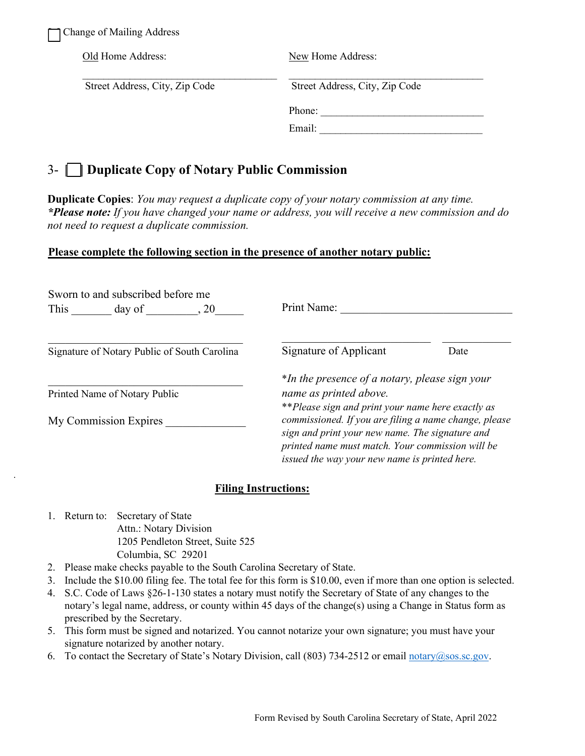☐ Change of Mailing Address

Old Home Address: ______________________________

Street Address, City, Zip Code

New Home Address: ______________________________

Street Address, City, Zip Code

Phone: ______________________________

Email: ______________________________

## 3- ☐ Duplicate Copy of Notary Public Commission

**Duplicate Copies**: *You may request a duplicate copy of your notary commission at any time.* ***\*Please note:*** *If you have changed your name or address, you will receive a new commission and do not need to request a duplicate commission.*

**Please complete the following section in the presence of another notary public:**

Sworn to and subscribed before me
This _______ day of _________, 20_____

______________________________
Signature of Notary Public of South Carolina

______________________________
Printed Name of Notary Public

My Commission Expires ______________

Print Name: ______________________________

______________________________ ____________
Signature of Applicant Date

**In the presence of a notary, please sign your name as printed above.*
***Please sign and print your name here exactly as commissioned. If you are filing a name change, please sign and print your new name. The signature and printed name must match. Your commission will be issued the way your new name is printed here.*

**Filing Instructions:**

1. Return to: Secretary of State
   Attn.: Notary Division
   1205 Pendleton Street, Suite 525
   Columbia, SC 29201
2. Please make checks payable to the South Carolina Secretary of State.
3. Include the $10.00 filing fee. The total fee for this form is $10.00, even if more than one option is selected.
4. S.C. Code of Laws §26-1-130 states a notary must notify the Secretary of State of any changes to the notary's legal name, address, or county within 45 days of the change(s) using a Change in Status form as prescribed by the Secretary.
5. This form must be signed and notarized. You cannot notarize your own signature; you must have your signature notarized by another notary.
6. To contact the Secretary of State's Notary Division, call (803) 734-2512 or email notary@sos.sc.gov.

Form Revised by South Carolina Secretary of State, April 2022